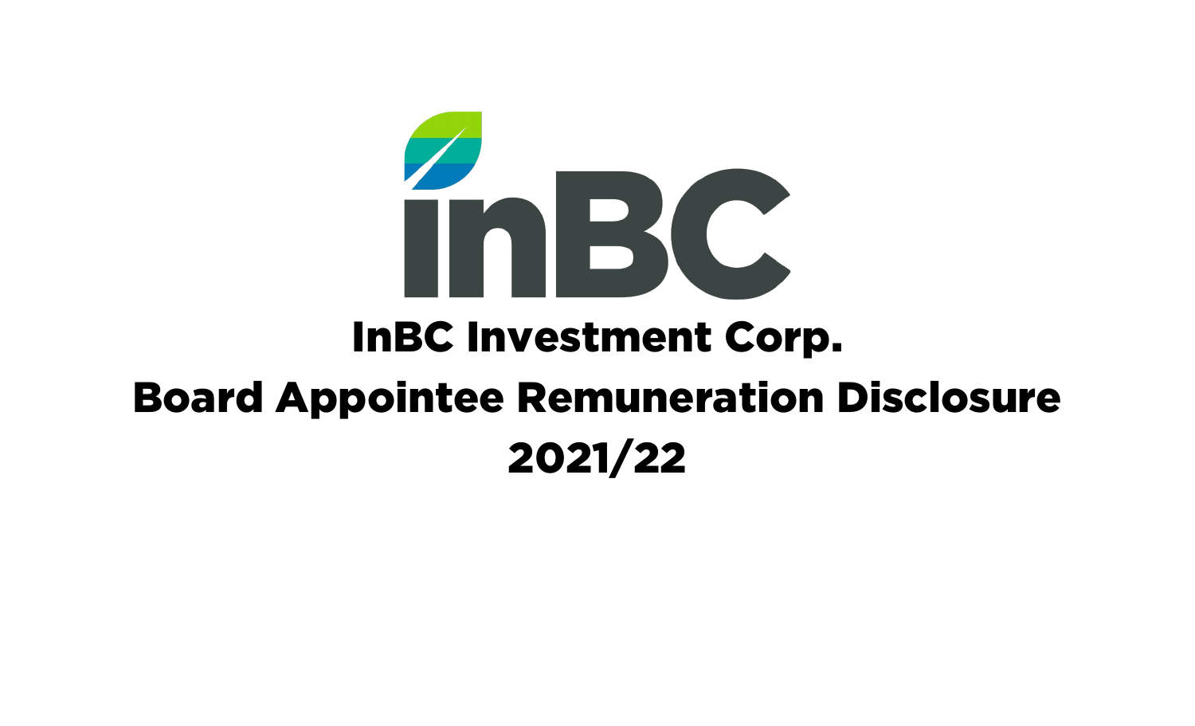# InBC Investment Corp.

# Board Appointee Remuneration Disclosure

# 2021/22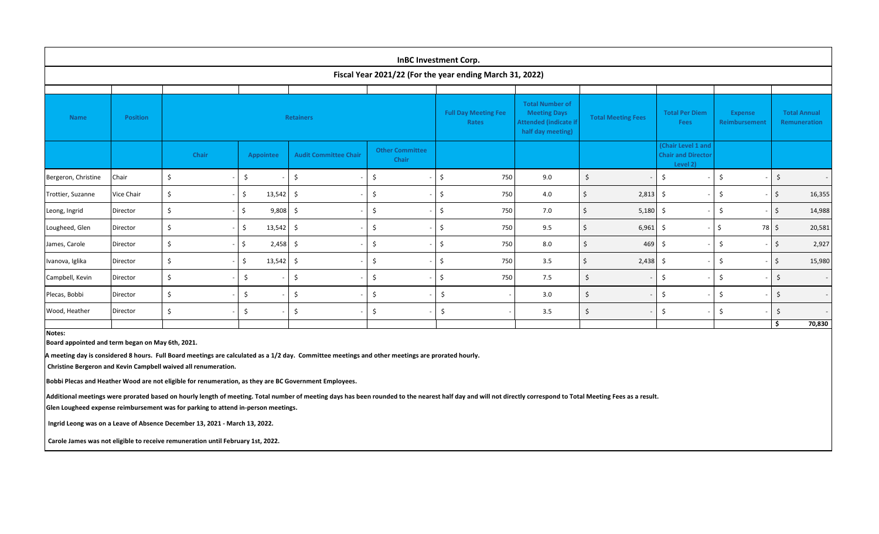## InBC Investment Corp.

### Fiscal Year 2021/22 (For the year ending March 31, 2022)

| Name | Position | Retainers | | | | Full Day Meeting Fee Rates | Total Number of Meeting Days Attended (indicate if half day meeting) | Total Meeting Fees | Total Per Diem Fees | Expense Reimbursement | Total Annual Remuneration |
|---|---|---|---|---|---|---|---|---|---|---|---|
| | | Chair | Appointee | Audit Committee Chair | Other Committee Chair | | | | (Chair Level 1 and Chair and Director Level 2) | | |
| Bergeron, Christine | Chair | $ - | $ - | $ - | $ - | $ 750 | 9.0 | $ - | $ - | $ - | $ - |
| Trottier, Suzanne | Vice Chair | $ - | $ 13,542 | $ - | $ - | $ 750 | 4.0 | $ 2,813 | $ - | $ - | $ 16,355 |
| Leong, Ingrid | Director | $ - | $ 9,808 | $ - | $ - | $ 750 | 7.0 | $ 5,180 | $ - | $ - | $ 14,988 |
| Lougheed, Glen | Director | $ - | $ 13,542 | $ - | $ - | $ 750 | 9.5 | $ 6,961 | $ - | $ 78 | $ 20,581 |
| James, Carole | Director | $ - | $ 2,458 | $ - | $ - | $ 750 | 8.0 | $ 469 | $ - | $ - | $ 2,927 |
| Ivanova, Iglika | Director | $ - | $ 13,542 | $ - | $ - | $ 750 | 3.5 | $ 2,438 | $ - | $ - | $ 15,980 |
| Campbell, Kevin | Director | $ - | $ - | $ - | $ - | $ 750 | 7.5 | $ - | $ - | $ - | $ - |
| Plecas, Bobbi | Director | $ - | $ - | $ - | $ - | $ - | 3.0 | $ - | $ - | $ - | $ - |
| Wood, Heather | Director | $ - | $ - | $ - | $ - | $ - | 3.5 | $ - | $ - | $ - | $ - |
| | | | | | | | | | | | **$ 70,830** |

**Notes:**

**Board appointed and term began on May 6th, 2021.**

**A meeting day is considered 8 hours. Full Board meetings are calculated as a 1/2 day. Committee meetings and other meetings are prorated hourly.**

**Christine Bergeron and Kevin Campbell waived all renumeration.**

**Bobbi Plecas and Heather Wood are not eligible for renumeration, as they are BC Government Employees.**

**Additional meetings were prorated based on hourly length of meeting. Total number of meeting days has been rounded to the nearest half day and will not directly correspond to Total Meeting Fees as a result.**

**Glen Lougheed expense reimbursement was for parking to attend in-person meetings.**

**Ingrid Leong was on a Leave of Absence December 13, 2021 - March 13, 2022.**

**Carole James was not eligible to receive remuneration until February 1st, 2022.**